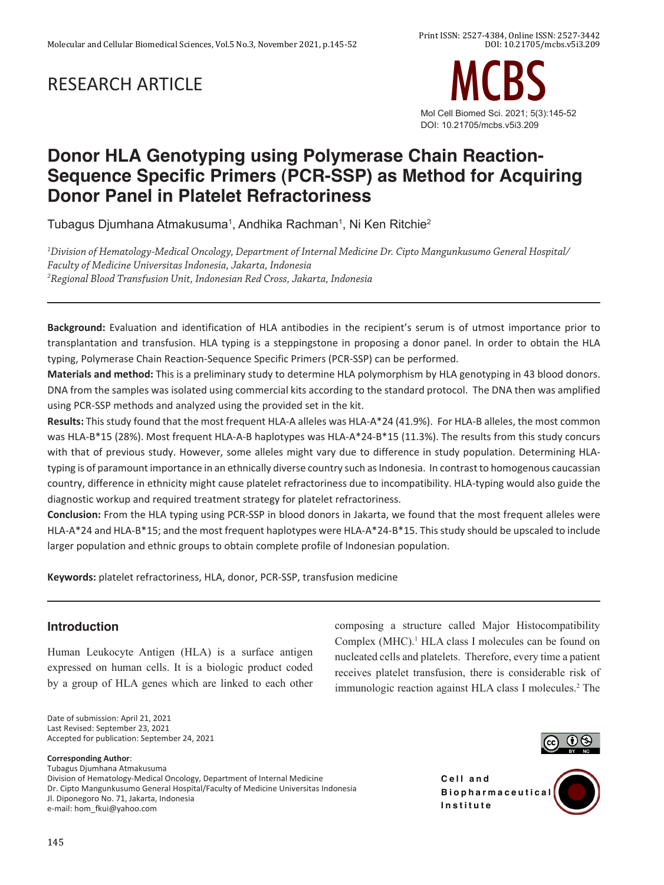RESEARCH ARTICLE

# Donor HLA Genotyping using Polymerase Chain Reaction-Sequence Specific Primers (PCR-SSP) as Method for Acquiring Donor Panel in Platelet Refractoriness

Tubagus Djumhana Atmakusuma[1], Andhika Rachman[1], Ni Ken Ritchie[2]

*[1]Division of Hematology-Medical Oncology, Department of Internal Medicine Dr. Cipto Mangunkusumo General Hospital/ Faculty of Medicine Universitas Indonesia, Jakarta, Indonesia*
*[2]Regional Blood Transfusion Unit, Indonesian Red Cross, Jakarta, Indonesia*

---

**Background:** Evaluation and identification of HLA antibodies in the recipient's serum is of utmost importance prior to transplantation and transfusion. HLA typing is a steppingstone in proposing a donor panel. In order to obtain the HLA typing, Polymerase Chain Reaction-Sequence Specific Primers (PCR-SSP) can be performed.

**Materials and method:** This is a preliminary study to determine HLA polymorphism by HLA genotyping in 43 blood donors. DNA from the samples was isolated using commercial kits according to the standard protocol. The DNA then was amplified using PCR-SSP methods and analyzed using the provided set in the kit.

**Results:** This study found that the most frequent HLA-A alleles was HLA-A*24 (41.9%). For HLA-B alleles, the most common was HLA-B*15 (28%). Most frequent HLA-A-B haplotypes was HLA-A*24-B*15 (11.3%). The results from this study concurs with that of previous study. However, some alleles might vary due to difference in study population. Determining HLA-typing is of paramount importance in an ethnically diverse country such as Indonesia. In contrast to homogenous caucassian country, difference in ethnicity might cause platelet refractoriness due to incompatibility. HLA-typing would also guide the diagnostic workup and required treatment strategy for platelet refractoriness.

**Conclusion:** From the HLA typing using PCR-SSP in blood donors in Jakarta, we found that the most frequent alleles were HLA-A*24 and HLA-B*15; and the most frequent haplotypes were HLA-A*24-B*15. This study should be upscaled to include larger population and ethnic groups to obtain complete profile of Indonesian population.

**Keywords:** platelet refractoriness, HLA, donor, PCR-SSP, transfusion medicine

---

## Introduction

Human Leukocyte Antigen (HLA) is a surface antigen expressed on human cells. It is a biologic product coded by a group of HLA genes which are linked to each other composing a structure called Major Histocompatibility Complex (MHC).[1] HLA class I molecules can be found on nucleated cells and platelets. Therefore, every time a patient receives platelet transfusion, there is considerable risk of immunologic reaction against HLA class I molecules.[2] The

Date of submission: April 21, 2021
Last Revised: September 23, 2021
Accepted for publication: September 24, 2021

**Corresponding Author**:
Tubagus Djumhana Atmakusuma
Division of Hematology-Medical Oncology, Department of Internal Medicine
Dr. Cipto Mangunkusumo General Hospital/Faculty of Medicine Universitas Indonesia
Jl. Diponegoro No. 71, Jakarta, Indonesia
e-mail: hom_fkui@yahoo.com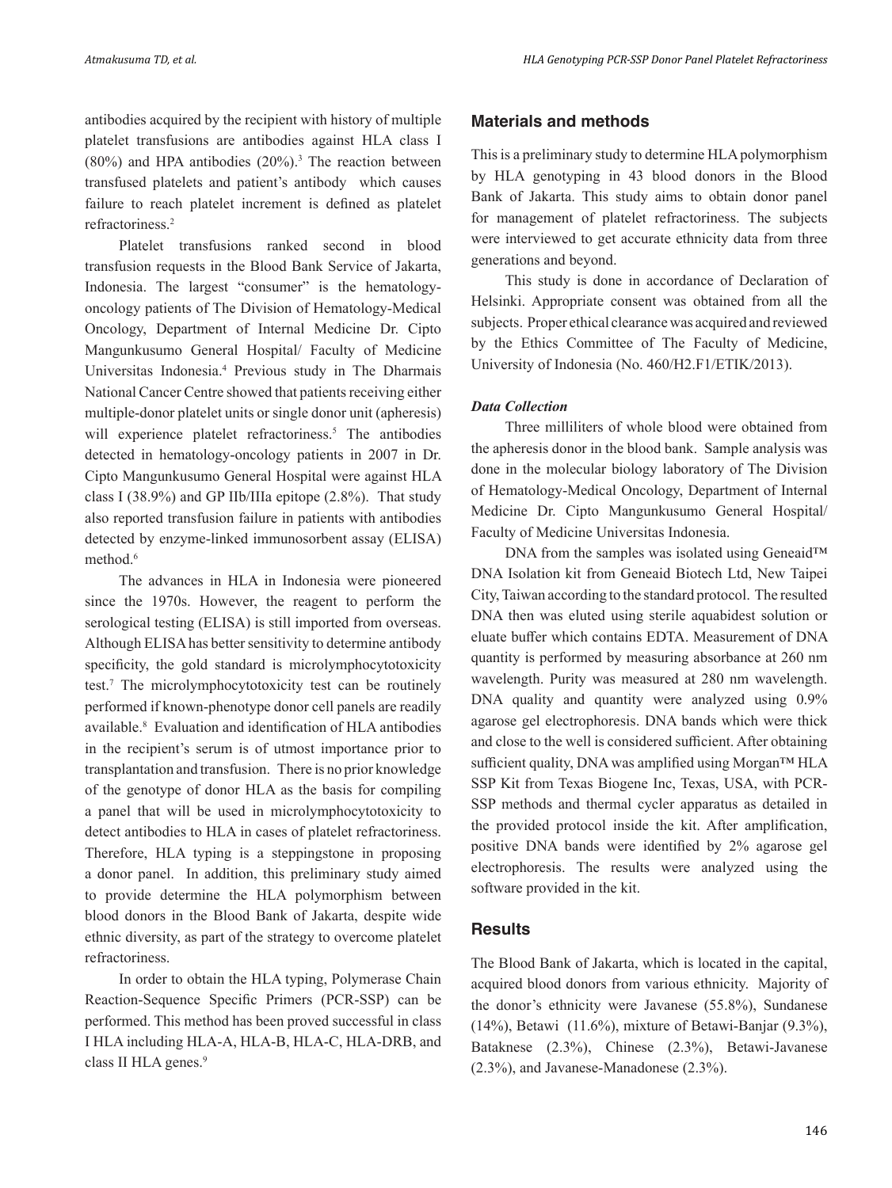antibodies acquired by the recipient with history of multiple platelet transfusions are antibodies against HLA class I (80%) and HPA antibodies (20%).[3] The reaction between transfused platelets and patient's antibody which causes failure to reach platelet increment is defined as platelet refractoriness.[2]

Platelet transfusions ranked second in blood transfusion requests in the Blood Bank Service of Jakarta, Indonesia. The largest "consumer" is the hematology-oncology patients of The Division of Hematology-Medical Oncology, Department of Internal Medicine Dr. Cipto Mangunkusumo General Hospital/ Faculty of Medicine Universitas Indonesia.[4] Previous study in The Dharmais National Cancer Centre showed that patients receiving either multiple-donor platelet units or single donor unit (apheresis) will experience platelet refractoriness.[5] The antibodies detected in hematology-oncology patients in 2007 in Dr. Cipto Mangunkusumo General Hospital were against HLA class I (38.9%) and GP IIb/IIIa epitope (2.8%). That study also reported transfusion failure in patients with antibodies detected by enzyme-linked immunosorbent assay (ELISA) method.[6]

The advances in HLA in Indonesia were pioneered since the 1970s. However, the reagent to perform the serological testing (ELISA) is still imported from overseas. Although ELISA has better sensitivity to determine antibody specificity, the gold standard is microlymphocytotoxicity test.[7] The microlymphocytotoxicity test can be routinely performed if known-phenotype donor cell panels are readily available.[8] Evaluation and identification of HLA antibodies in the recipient's serum is of utmost importance prior to transplantation and transfusion. There is no prior knowledge of the genotype of donor HLA as the basis for compiling a panel that will be used in microlymphocytotoxicity to detect antibodies to HLA in cases of platelet refractoriness. Therefore, HLA typing is a steppingstone in proposing a donor panel. In addition, this preliminary study aimed to provide determine the HLA polymorphism between blood donors in the Blood Bank of Jakarta, despite wide ethnic diversity, as part of the strategy to overcome platelet refractoriness.

In order to obtain the HLA typing, Polymerase Chain Reaction-Sequence Specific Primers (PCR-SSP) can be performed. This method has been proved successful in class I HLA including HLA-A, HLA-B, HLA-C, HLA-DRB, and class II HLA genes.[9]

## Materials and methods

This is a preliminary study to determine HLA polymorphism by HLA genotyping in 43 blood donors in the Blood Bank of Jakarta. This study aims to obtain donor panel for management of platelet refractoriness. The subjects were interviewed to get accurate ethnicity data from three generations and beyond.

This study is done in accordance of Declaration of Helsinki. Appropriate consent was obtained from all the subjects. Proper ethical clearance was acquired and reviewed by the Ethics Committee of The Faculty of Medicine, University of Indonesia (No. 460/H2.F1/ETIK/2013).

### *Data Collection*

Three milliliters of whole blood were obtained from the apheresis donor in the blood bank. Sample analysis was done in the molecular biology laboratory of The Division of Hematology-Medical Oncology, Department of Internal Medicine Dr. Cipto Mangunkusumo General Hospital/ Faculty of Medicine Universitas Indonesia.

DNA from the samples was isolated using Geneaid™ DNA Isolation kit from Geneaid Biotech Ltd, New Taipei City, Taiwan according to the standard protocol. The resulted DNA then was eluted using sterile aquabidest solution or eluate buffer which contains EDTA. Measurement of DNA quantity is performed by measuring absorbance at 260 nm wavelength. Purity was measured at 280 nm wavelength. DNA quality and quantity were analyzed using 0.9% agarose gel electrophoresis. DNA bands which were thick and close to the well is considered sufficient. After obtaining sufficient quality, DNA was amplified using Morgan™ HLA SSP Kit from Texas Biogene Inc, Texas, USA, with PCR-SSP methods and thermal cycler apparatus as detailed in the provided protocol inside the kit. After amplification, positive DNA bands were identified by 2% agarose gel electrophoresis. The results were analyzed using the software provided in the kit.

## Results

The Blood Bank of Jakarta, which is located in the capital, acquired blood donors from various ethnicity. Majority of the donor's ethnicity were Javanese (55.8%), Sundanese (14%), Betawi (11.6%), mixture of Betawi-Banjar (9.3%), Bataknese (2.3%), Chinese (2.3%), Betawi-Javanese (2.3%), and Javanese-Manadonese (2.3%).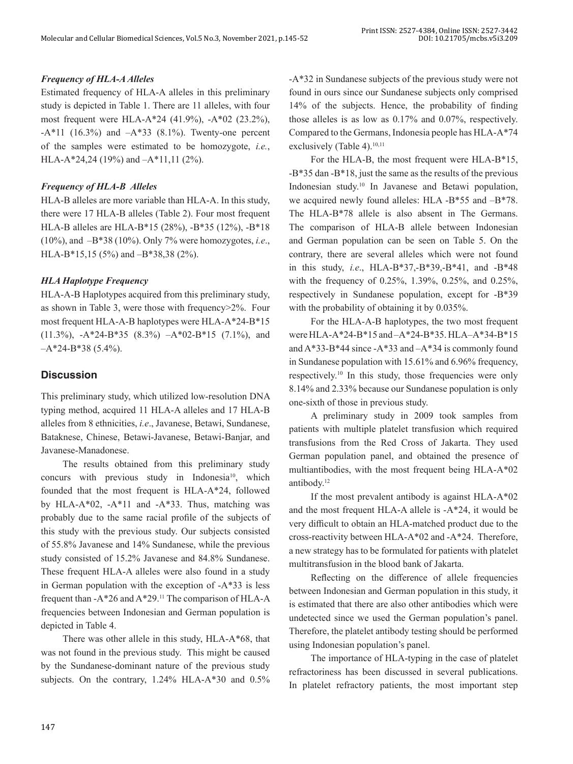### *Frequency of HLA-A Alleles*

Estimated frequency of HLA-A alleles in this preliminary study is depicted in Table 1. There are 11 alleles, with four most frequent were HLA-A*24 (41.9%), -A*02 (23.2%), -A*11 (16.3%) and –A*33 (8.1%). Twenty-one percent of the samples were estimated to be homozygote, *i.e.*, HLA-A*24,24 (19%) and –A*11,11 (2%).

### *Frequency of HLA-B Alleles*

HLA-B alleles are more variable than HLA-A. In this study, there were 17 HLA-B alleles (Table 2). Four most frequent HLA-B alleles are HLA-B*15 (28%), -B*35 (12%), -B*18 (10%), and –B*38 (10%). Only 7% were homozygotes, *i.e*., HLA-B*15,15 (5%) and –B*38,38 (2%).

### *HLA Haplotype Frequency*

HLA-A-B Haplotypes acquired from this preliminary study, as shown in Table 3, were those with frequency>2%. Four most frequent HLA-A-B haplotypes were HLA-A*24-B*15 (11.3%), -A*24-B*35 (8.3%) –A*02-B*15 (7.1%), and –A*24-B*38 (5.4%).

## Discussion

This preliminary study, which utilized low-resolution DNA typing method, acquired 11 HLA-A alleles and 17 HLA-B alleles from 8 ethnicities, *i.e*., Javanese, Betawi, Sundanese, Bataknese, Chinese, Betawi-Javanese, Betawi-Banjar, and Javanese-Manadonese.

The results obtained from this preliminary study concurs with previous study in Indonesia[10], which founded that the most frequent is HLA-A*24, followed by HLA-A*02, -A*11 and -A*33. Thus, matching was probably due to the same racial profile of the subjects of this study with the previous study. Our subjects consisted of 55.8% Javanese and 14% Sundanese, while the previous study consisted of 15.2% Javanese and 84.8% Sundanese. These frequent HLA-A alleles were also found in a study in German population with the exception of -A*33 is less frequent than -A*26 and A*29.[11] The comparison of HLA-A frequencies between Indonesian and German population is depicted in Table 4.

There was other allele in this study, HLA-A*68, that was not found in the previous study. This might be caused by the Sundanese-dominant nature of the previous study subjects. On the contrary, 1.24% HLA-A*30 and 0.5% -A*32 in Sundanese subjects of the previous study were not found in ours since our Sundanese subjects only comprised 14% of the subjects. Hence, the probability of finding those alleles is as low as 0.17% and 0.07%, respectively. Compared to the Germans, Indonesia people has HLA-A*74 exclusively (Table 4).[10,11]

For the HLA-B, the most frequent were HLA-B*15, -B*35 dan -B*18, just the same as the results of the previous Indonesian study.[10] In Javanese and Betawi population, we acquired newly found alleles: HLA -B*55 and –B*78. The HLA-B*78 allele is also absent in The Germans. The comparison of HLA-B allele between Indonesian and German population can be seen on Table 5. On the contrary, there are several alleles which were not found in this study, *i.e*., HLA-B*37,-B*39,-B*41, and -B*48 with the frequency of 0.25%, 1.39%, 0.25%, and 0.25%, respectively in Sundanese population, except for -B*39 with the probability of obtaining it by 0.035%.

For the HLA-A-B haplotypes, the two most frequent were HLA-A*24-B*15 and –A*24-B*35. HLA–A*34-B*15 and A*33-B*44 since -A*33 and –A*34 is commonly found in Sundanese population with 15.61% and 6.96% frequency, respectively.[10] In this study, those frequencies were only 8.14% and 2.33% because our Sundanese population is only one-sixth of those in previous study.

A preliminary study in 2009 took samples from patients with multiple platelet transfusion which required transfusions from the Red Cross of Jakarta. They used German population panel, and obtained the presence of multiantibodies, with the most frequent being HLA-A*02 antibody.[12]

If the most prevalent antibody is against HLA-A*02 and the most frequent HLA-A allele is -A*24, it would be very difficult to obtain an HLA-matched product due to the cross-reactivity between HLA-A*02 and -A*24. Therefore, a new strategy has to be formulated for patients with platelet multitransfusion in the blood bank of Jakarta.

Reflecting on the difference of allele frequencies between Indonesian and German population in this study, it is estimated that there are also other antibodies which were undetected since we used the German population's panel. Therefore, the platelet antibody testing should be performed using Indonesian population's panel.

The importance of HLA-typing in the case of platelet refractoriness has been discussed in several publications. In platelet refractory patients, the most important step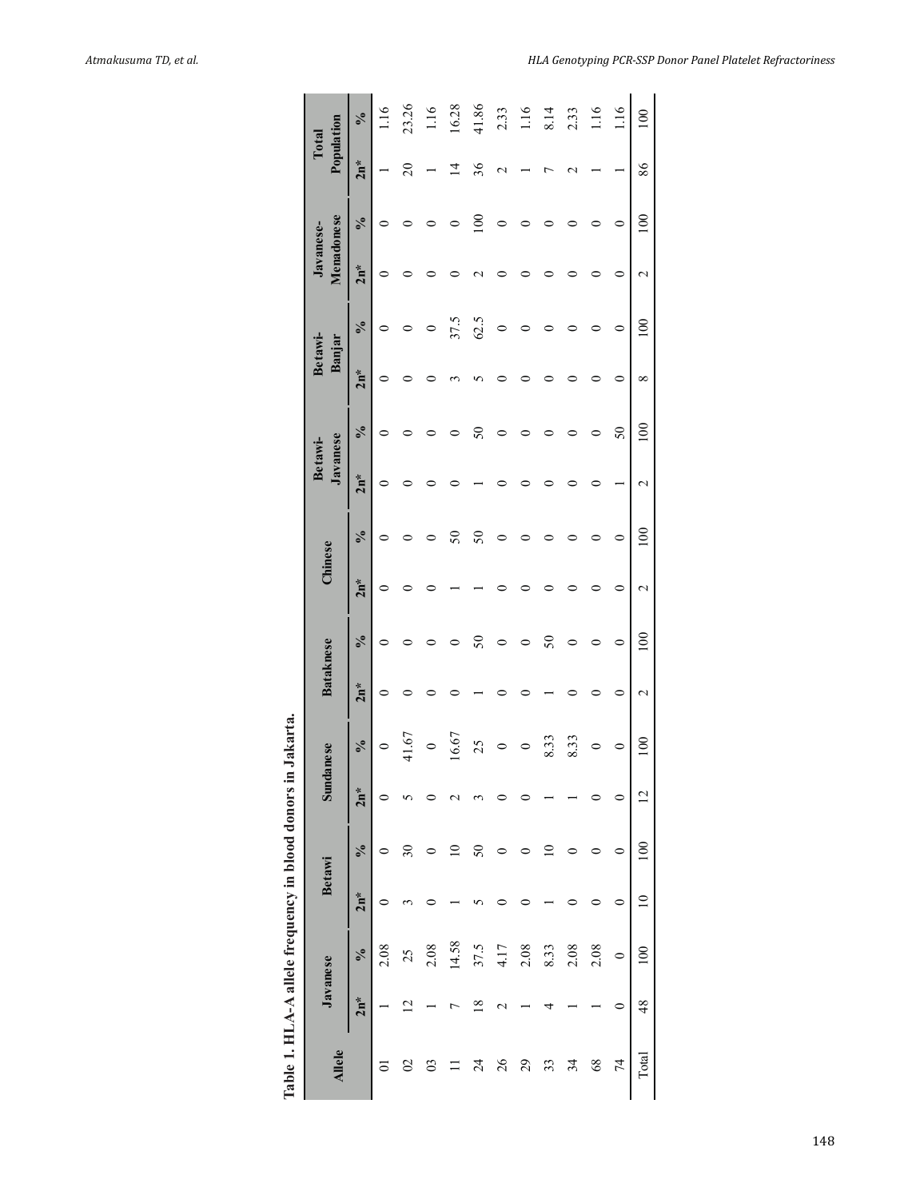**Table 1. HLA-A allele frequency in blood donors in Jakarta.**

| Allele | Javanese | | Betawi | | Sundanese | | Bataknese | | Chinese | | Betawi-Javanese | | Betawi-Banjar | | Javanese-Menadonese | | Total Population | |
|---|---|---|---|---|---|---|---|---|---|---|---|---|---|---|---|---|---|---|
| | 2n* | % | 2n* | % | 2n* | % | 2n* | % | 2n* | % | 2n* | % | 2n* | % | 2n* | % | 2n* | % |
| 01 | 1 | 2.08 | 0 | 0 | 0 | 0 | 0 | 0 | 0 | 0 | 0 | 0 | 0 | 0 | 0 | 0 | 1 | 1.16 |
| 02 | 12 | 25 | 3 | 30 | 5 | 41.67 | 0 | 0 | 0 | 0 | 0 | 0 | 0 | 0 | 0 | 0 | 20 | 23.26 |
| 03 | 1 | 2.08 | 0 | 0 | 0 | 0 | 0 | 0 | 0 | 0 | 0 | 0 | 0 | 0 | 0 | 0 | 1 | 1.16 |
| 11 | 7 | 14.58 | 1 | 10 | 2 | 16.67 | 0 | 0 | 1 | 50 | 0 | 0 | 3 | 37.5 | 0 | 0 | 14 | 16.28 |
| 24 | 18 | 37.5 | 5 | 50 | 3 | 25 | 1 | 50 | 1 | 50 | 1 | 50 | 5 | 62.5 | 2 | 100 | 36 | 41.86 |
| 26 | 2 | 4.17 | 0 | 0 | 0 | 0 | 0 | 0 | 0 | 0 | 0 | 0 | 0 | 0 | 0 | 0 | 2 | 2.33 |
| 29 | 1 | 2.08 | 0 | 0 | 0 | 0 | 0 | 0 | 0 | 0 | 0 | 0 | 0 | 0 | 0 | 0 | 1 | 1.16 |
| 33 | 4 | 8.33 | 1 | 10 | 1 | 8.33 | 1 | 50 | 0 | 0 | 0 | 0 | 0 | 0 | 0 | 0 | 7 | 8.14 |
| 34 | 1 | 2.08 | 0 | 0 | 1 | 8.33 | 0 | 0 | 0 | 0 | 0 | 0 | 0 | 0 | 0 | 0 | 2 | 2.33 |
| 68 | 1 | 2.08 | 0 | 0 | 0 | 0 | 0 | 0 | 0 | 0 | 0 | 0 | 0 | 0 | 0 | 0 | 1 | 1.16 |
| 74 | 0 | 0 | 0 | 0 | 0 | 0 | 0 | 0 | 0 | 0 | 1 | 50 | 0 | 0 | 0 | 0 | 1 | 1.16 |
| Total | 48 | 100 | 10 | 100 | 12 | 100 | 2 | 100 | 2 | 100 | 2 | 100 | 8 | 100 | 2 | 100 | 86 | 100 |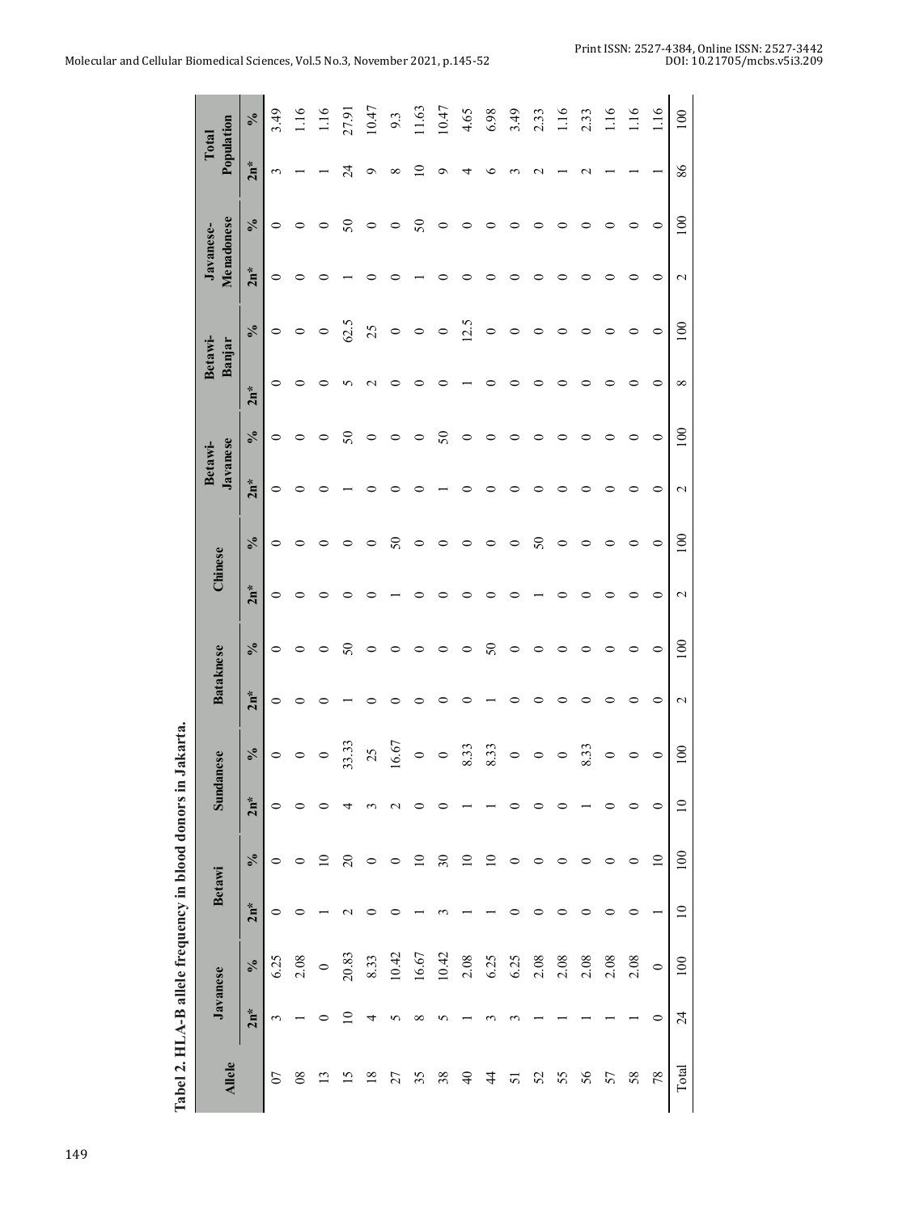**Tabel 2. HLA-B allele frequency in blood donors in Jakarta.**

| Allele | Javanese | | Betawi | | Sundanese | | Bataknese | | Chinese | | Betawi-Javanese | | Betawi-Banjar | | Javanese-Menadonese | | Total Population | |
|---|---|---|---|---|---|---|---|---|---|---|---|---|---|---|---|---|---|---|
| | 2n* | % | 2n* | % | 2n* | % | 2n* | % | 2n* | % | 2n* | % | 2n* | % | 2n* | % | 2n* | % |
| 07 | 3 | 6.25 | 0 | 0 | 0 | 0 | 0 | 0 | 0 | 0 | 0 | 0 | 0 | 0 | 0 | 0 | 3 | 3.49 |
| 08 | 1 | 2.08 | 0 | 0 | 0 | 0 | 0 | 0 | 0 | 0 | 0 | 0 | 0 | 0 | 0 | 0 | 1 | 1.16 |
| 13 | 0 | 0 | 1 | 10 | 0 | 0 | 0 | 0 | 0 | 0 | 0 | 0 | 0 | 0 | 0 | 0 | 1 | 1.16 |
| 15 | 10 | 20.83 | 2 | 20 | 4 | 33.33 | 1 | 50 | 0 | 0 | 1 | 50 | 5 | 62.5 | 1 | 50 | 24 | 27.91 |
| 18 | 4 | 8.33 | 0 | 0 | 3 | 25 | 0 | 0 | 0 | 0 | 0 | 0 | 2 | 25 | 0 | 0 | 9 | 10.47 |
| 27 | 5 | 10.42 | 0 | 0 | 2 | 16.67 | 0 | 0 | 1 | 50 | 0 | 0 | 0 | 0 | 0 | 0 | 8 | 9.3 |
| 35 | 8 | 16.67 | 1 | 10 | 0 | 0 | 0 | 0 | 0 | 0 | 0 | 0 | 0 | 0 | 1 | 50 | 10 | 11.63 |
| 38 | 5 | 10.42 | 3 | 30 | 0 | 0 | 0 | 0 | 0 | 0 | 1 | 50 | 0 | 0 | 0 | 0 | 9 | 10.47 |
| 40 | 1 | 2.08 | 1 | 10 | 1 | 8.33 | 0 | 0 | 0 | 0 | 0 | 0 | 1 | 12.5 | 0 | 0 | 4 | 4.65 |
| 44 | 3 | 6.25 | 1 | 10 | 1 | 8.33 | 1 | 50 | 0 | 0 | 0 | 0 | 0 | 0 | 0 | 0 | 6 | 6.98 |
| 51 | 3 | 6.25 | 0 | 0 | 0 | 0 | 0 | 0 | 0 | 0 | 0 | 0 | 0 | 0 | 0 | 0 | 3 | 3.49 |
| 52 | 1 | 2.08 | 0 | 0 | 0 | 0 | 0 | 0 | 1 | 50 | 0 | 0 | 0 | 0 | 0 | 0 | 2 | 2.33 |
| 55 | 1 | 2.08 | 0 | 0 | 0 | 0 | 0 | 0 | 0 | 0 | 0 | 0 | 0 | 0 | 0 | 0 | 1 | 1.16 |
| 56 | 1 | 2.08 | 0 | 0 | 1 | 8.33 | 0 | 0 | 0 | 0 | 0 | 0 | 0 | 0 | 0 | 0 | 2 | 2.33 |
| 57 | 1 | 2.08 | 0 | 0 | 0 | 0 | 0 | 0 | 0 | 0 | 0 | 0 | 0 | 0 | 0 | 0 | 1 | 1.16 |
| 58 | 1 | 2.08 | 0 | 0 | 0 | 0 | 0 | 0 | 0 | 0 | 0 | 0 | 0 | 0 | 0 | 0 | 1 | 1.16 |
| 78 | 0 | 0 | 1 | 10 | 0 | 0 | 0 | 0 | 0 | 0 | 0 | 0 | 0 | 0 | 0 | 0 | 1 | 1.16 |
| Total | 24 | 100 | 10 | 100 | 10 | 100 | 2 | 100 | 2 | 100 | 2 | 100 | 8 | 100 | 2 | 100 | 86 | 100 |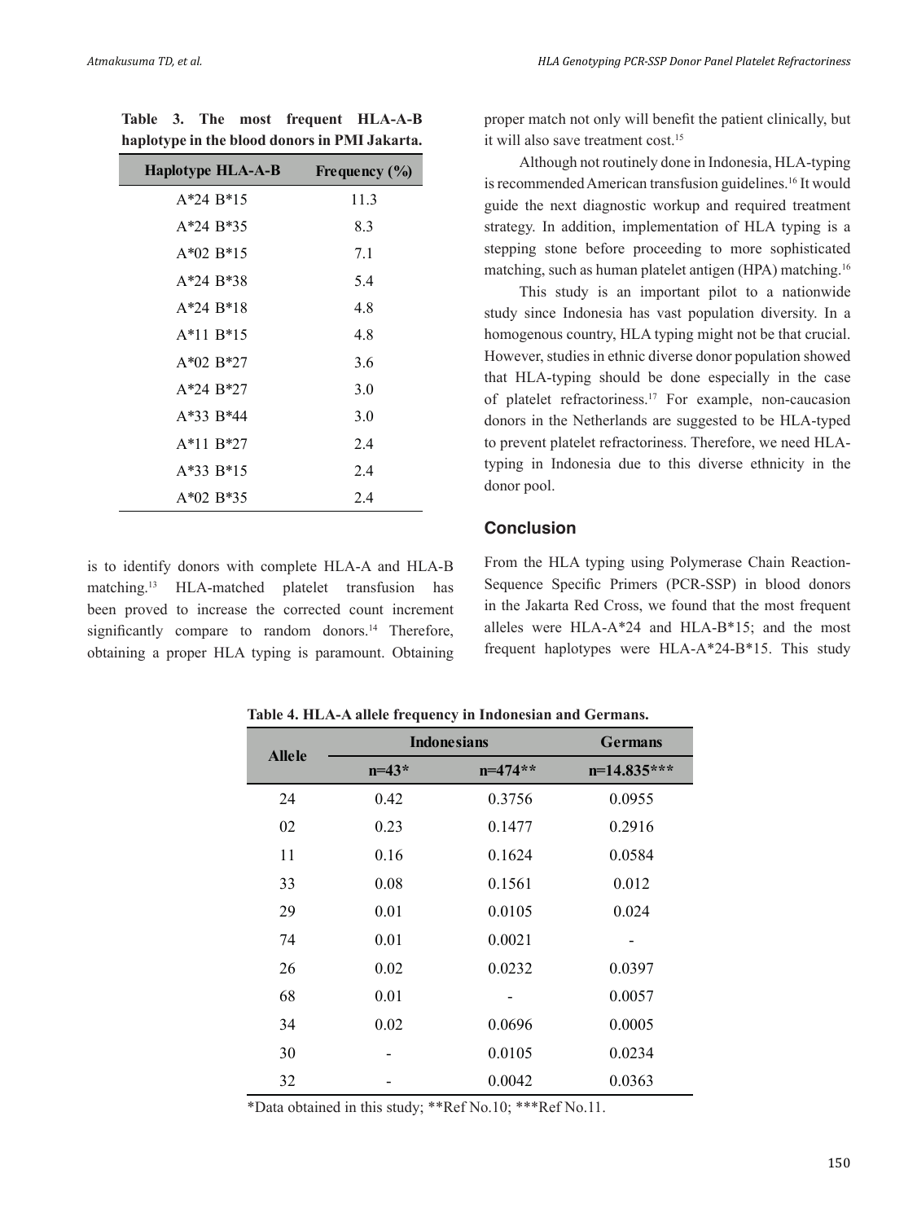**Table 3. The most frequent HLA-A-B haplotype in the blood donors in PMI Jakarta.**

| Haplotype HLA-A-B | Frequency (%) |
|---|---|
| A*24 B*15 | 11.3 |
| A*24 B*35 | 8.3 |
| A*02 B*15 | 7.1 |
| A*24 B*38 | 5.4 |
| A*24 B*18 | 4.8 |
| A*11 B*15 | 4.8 |
| A*02 B*27 | 3.6 |
| A*24 B*27 | 3.0 |
| A*33 B*44 | 3.0 |
| A*11 B*27 | 2.4 |
| A*33 B*15 | 2.4 |
| A*02 B*35 | 2.4 |

is to identify donors with complete HLA-A and HLA-B matching.[13] HLA-matched platelet transfusion has been proved to increase the corrected count increment significantly compare to random donors.[14] Therefore, obtaining a proper HLA typing is paramount. Obtaining proper match not only will benefit the patient clinically, but it will also save treatment cost.[15]

Although not routinely done in Indonesia, HLA-typing is recommended American transfusion guidelines.[16] It would guide the next diagnostic workup and required treatment strategy. In addition, implementation of HLA typing is a stepping stone before proceeding to more sophisticated matching, such as human platelet antigen (HPA) matching.[16]

This study is an important pilot to a nationwide study since Indonesia has vast population diversity. In a homogenous country, HLA typing might not be that crucial. However, studies in ethnic diverse donor population showed that HLA-typing should be done especially in the case of platelet refractoriness.[17] For example, non-caucasion donors in the Netherlands are suggested to be HLA-typed to prevent platelet refractoriness. Therefore, we need HLA-typing in Indonesia due to this diverse ethnicity in the donor pool.

## Conclusion

From the HLA typing using Polymerase Chain Reaction-Sequence Specific Primers (PCR-SSP) in blood donors in the Jakarta Red Cross, we found that the most frequent alleles were HLA-A*24 and HLA-B*15; and the most frequent haplotypes were HLA-A*24-B*15. This study

**Table 4. HLA-A allele frequency in Indonesian and Germans.**

| Allele | Indonesians | | Germans |
|---|---|---|---|
| | n=43* | n=474** | n=14.835*** |
| 24 | 0.42 | 0.3756 | 0.0955 |
| 02 | 0.23 | 0.1477 | 0.2916 |
| 11 | 0.16 | 0.1624 | 0.0584 |
| 33 | 0.08 | 0.1561 | 0.012 |
| 29 | 0.01 | 0.0105 | 0.024 |
| 74 | 0.01 | 0.0021 | - |
| 26 | 0.02 | 0.0232 | 0.0397 |
| 68 | 0.01 | - | 0.0057 |
| 34 | 0.02 | 0.0696 | 0.0005 |
| 30 | - | 0.0105 | 0.0234 |
| 32 | - | 0.0042 | 0.0363 |

*Data obtained in this study; **Ref No.10; ***Ref No.11.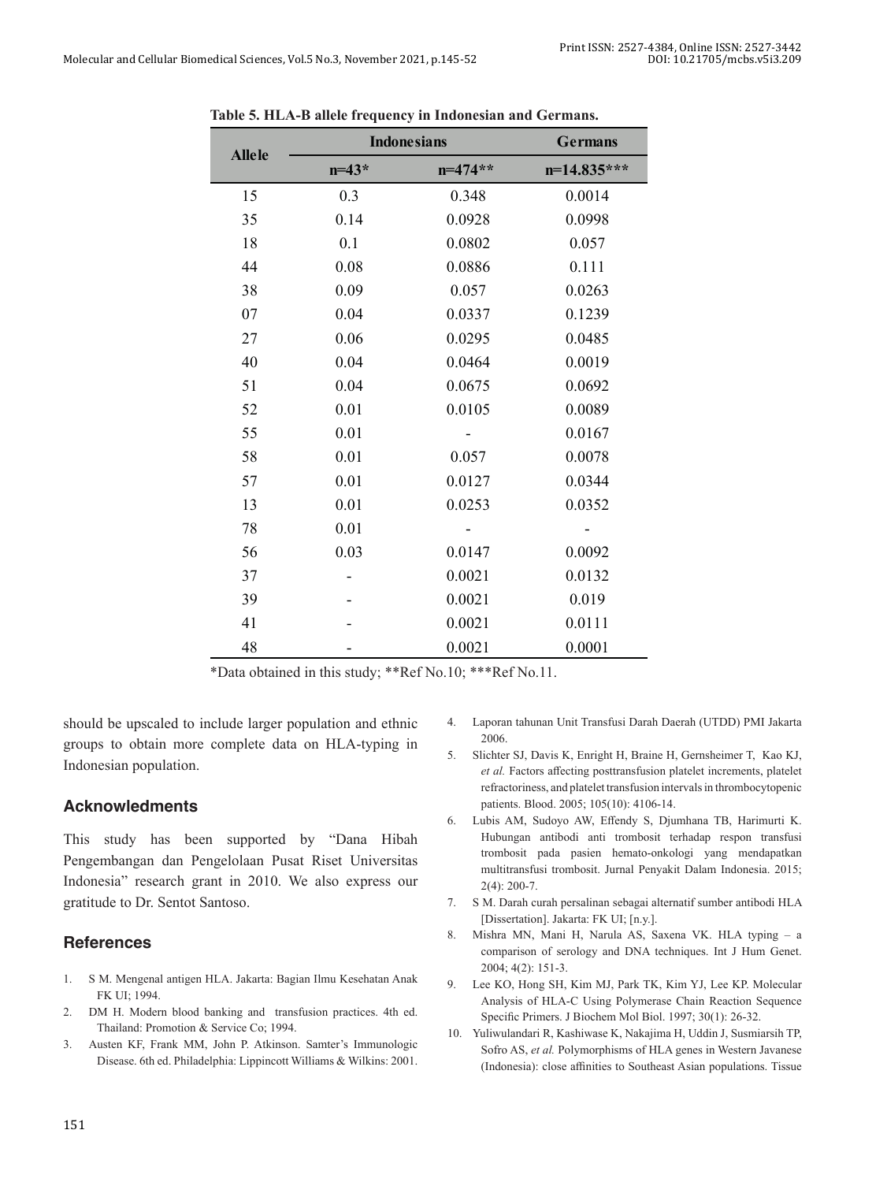**Table 5. HLA-B allele frequency in Indonesian and Germans.**

| Allele | Indonesians | | Germans |
|---|---|---|---|
| | n=43* | n=474** | n=14.835*** |
| 15 | 0.3 | 0.348 | 0.0014 |
| 35 | 0.14 | 0.0928 | 0.0998 |
| 18 | 0.1 | 0.0802 | 0.057 |
| 44 | 0.08 | 0.0886 | 0.111 |
| 38 | 0.09 | 0.057 | 0.0263 |
| 07 | 0.04 | 0.0337 | 0.1239 |
| 27 | 0.06 | 0.0295 | 0.0485 |
| 40 | 0.04 | 0.0464 | 0.0019 |
| 51 | 0.04 | 0.0675 | 0.0692 |
| 52 | 0.01 | 0.0105 | 0.0089 |
| 55 | 0.01 | - | 0.0167 |
| 58 | 0.01 | 0.057 | 0.0078 |
| 57 | 0.01 | 0.0127 | 0.0344 |
| 13 | 0.01 | 0.0253 | 0.0352 |
| 78 | 0.01 | - | - |
| 56 | 0.03 | 0.0147 | 0.0092 |
| 37 | - | 0.0021 | 0.0132 |
| 39 | - | 0.0021 | 0.019 |
| 41 | - | 0.0021 | 0.0111 |
| 48 | - | 0.0021 | 0.0001 |

*Data obtained in this study; **Ref No.10; ***Ref No.11.

should be upscaled to include larger population and ethnic groups to obtain more complete data on HLA-typing in Indonesian population.

## Acknowledments

This study has been supported by "Dana Hibah Pengembangan dan Pengelolaan Pusat Riset Universitas Indonesia" research grant in 2010. We also express our gratitude to Dr. Sentot Santoso.

## References

1. S M. Mengenal antigen HLA. Jakarta: Bagian Ilmu Kesehatan Anak FK UI; 1994.
2. DM H. Modern blood banking and transfusion practices. 4th ed. Thailand: Promotion & Service Co; 1994.
3. Austen KF, Frank MM, John P. Atkinson. Samter's Immunologic Disease. 6th ed. Philadelphia: Lippincott Williams & Wilkins: 2001.
4. Laporan tahunan Unit Transfusi Darah Daerah (UTDD) PMI Jakarta 2006.
5. Slichter SJ, Davis K, Enright H, Braine H, Gernsheimer T, Kao KJ, *et al.* Factors affecting posttransfusion platelet increments, platelet refractoriness, and platelet transfusion intervals in thrombocytopenic patients. Blood. 2005; 105(10): 4106-14.
6. Lubis AM, Sudoyo AW, Effendy S, Djumhana TB, Harimurti K. Hubungan antibodi anti trombosit terhadap respon transfusi trombosit pada pasien hemato-onkologi yang mendapatkan multitransfusi trombosit. Jurnal Penyakit Dalam Indonesia. 2015; 2(4): 200-7.
7. S M. Darah curah persalinan sebagai alternatif sumber antibodi HLA [Dissertation]. Jakarta: FK UI; [n.y.].
8. Mishra MN, Mani H, Narula AS, Saxena VK. HLA typing – a comparison of serology and DNA techniques. Int J Hum Genet. 2004; 4(2): 151-3.
9. Lee KO, Hong SH, Kim MJ, Park TK, Kim YJ, Lee KP. Molecular Analysis of HLA-C Using Polymerase Chain Reaction Sequence Specific Primers. J Biochem Mol Biol. 1997; 30(1): 26-32.
10. Yuliwulandari R, Kashiwase K, Nakajima H, Uddin J, Susmiarsih TP, Sofro AS, *et al.* Polymorphisms of HLA genes in Western Javanese (Indonesia): close affinities to Southeast Asian populations. Tissue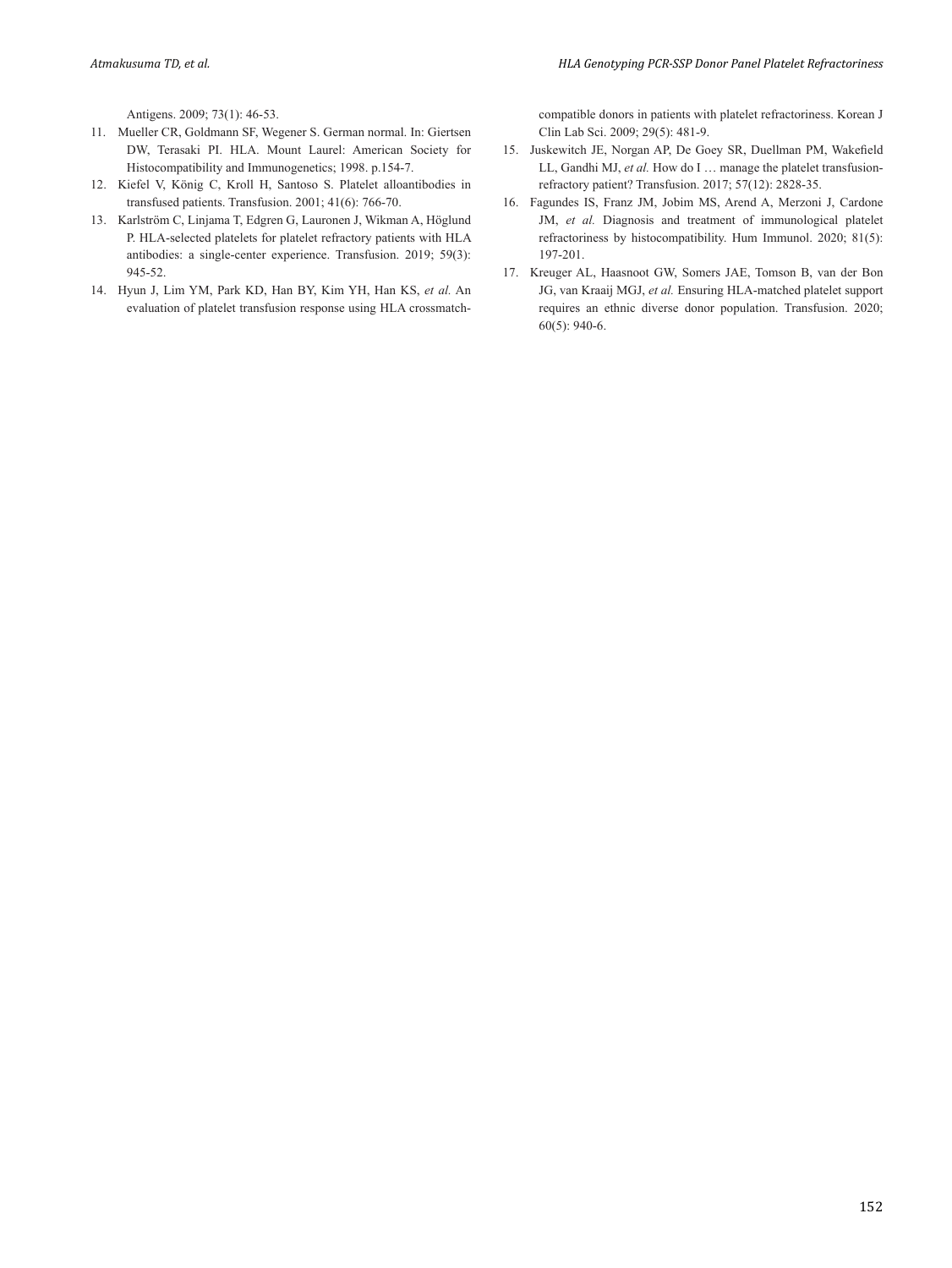Antigens. 2009; 73(1): 46-53.

11. Mueller CR, Goldmann SF, Wegener S. German normal. In: Giertsen DW, Terasaki PI. HLA. Mount Laurel: American Society for Histocompatibility and Immunogenetics; 1998. p.154-7.
12. Kiefel V, König C, Kroll H, Santoso S. Platelet alloantibodies in transfused patients. Transfusion. 2001; 41(6): 766-70.
13. Karlström C, Linjama T, Edgren G, Lauronen J, Wikman A, Höglund P. HLA-selected platelets for platelet refractory patients with HLA antibodies: a single-center experience. Transfusion. 2019; 59(3): 945-52.
14. Hyun J, Lim YM, Park KD, Han BY, Kim YH, Han KS, *et al.* An evaluation of platelet transfusion response using HLA crossmatch-compatible donors in patients with platelet refractoriness. Korean J Clin Lab Sci. 2009; 29(5): 481-9.
15. Juskewitch JE, Norgan AP, De Goey SR, Duellman PM, Wakefield LL, Gandhi MJ, *et al.* How do I … manage the platelet transfusion-refractory patient? Transfusion. 2017; 57(12): 2828-35.
16. Fagundes IS, Franz JM, Jobim MS, Arend A, Merzoni J, Cardone JM, *et al.* Diagnosis and treatment of immunological platelet refractoriness by histocompatibility. Hum Immunol. 2020; 81(5): 197-201.
17. Kreuger AL, Haasnoot GW, Somers JAE, Tomson B, van der Bon JG, van Kraaij MGJ, *et al.* Ensuring HLA-matched platelet support requires an ethnic diverse donor population. Transfusion. 2020; 60(5): 940-6.